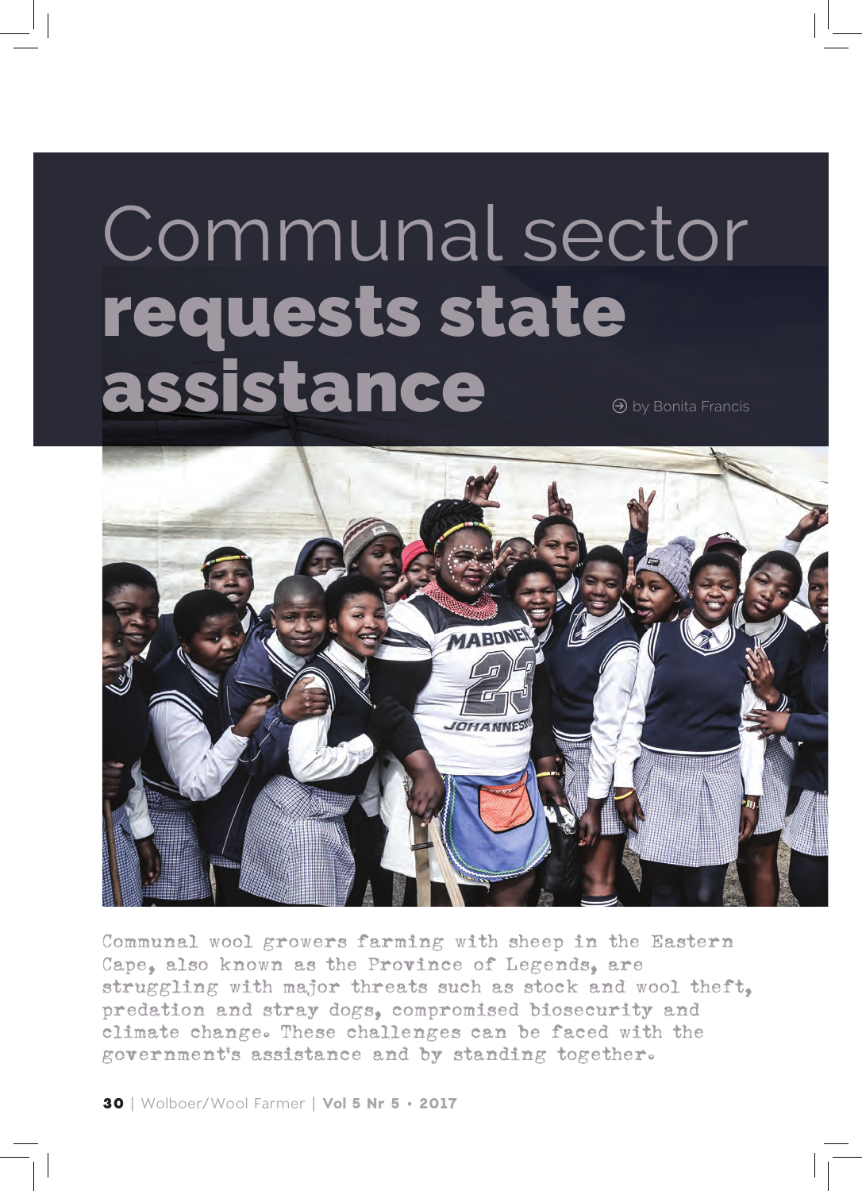# Communal sector **requests state assistance**

by Bonita Francis

Communal wool growers farming with sheep in the Eastern Cape, also known as the Province of Legends, are struggling with major threats such as stock and wool theft, predation and stray dogs, compromised biosecurity and climate change. These challenges can be faced with the government's assistance and by standing together.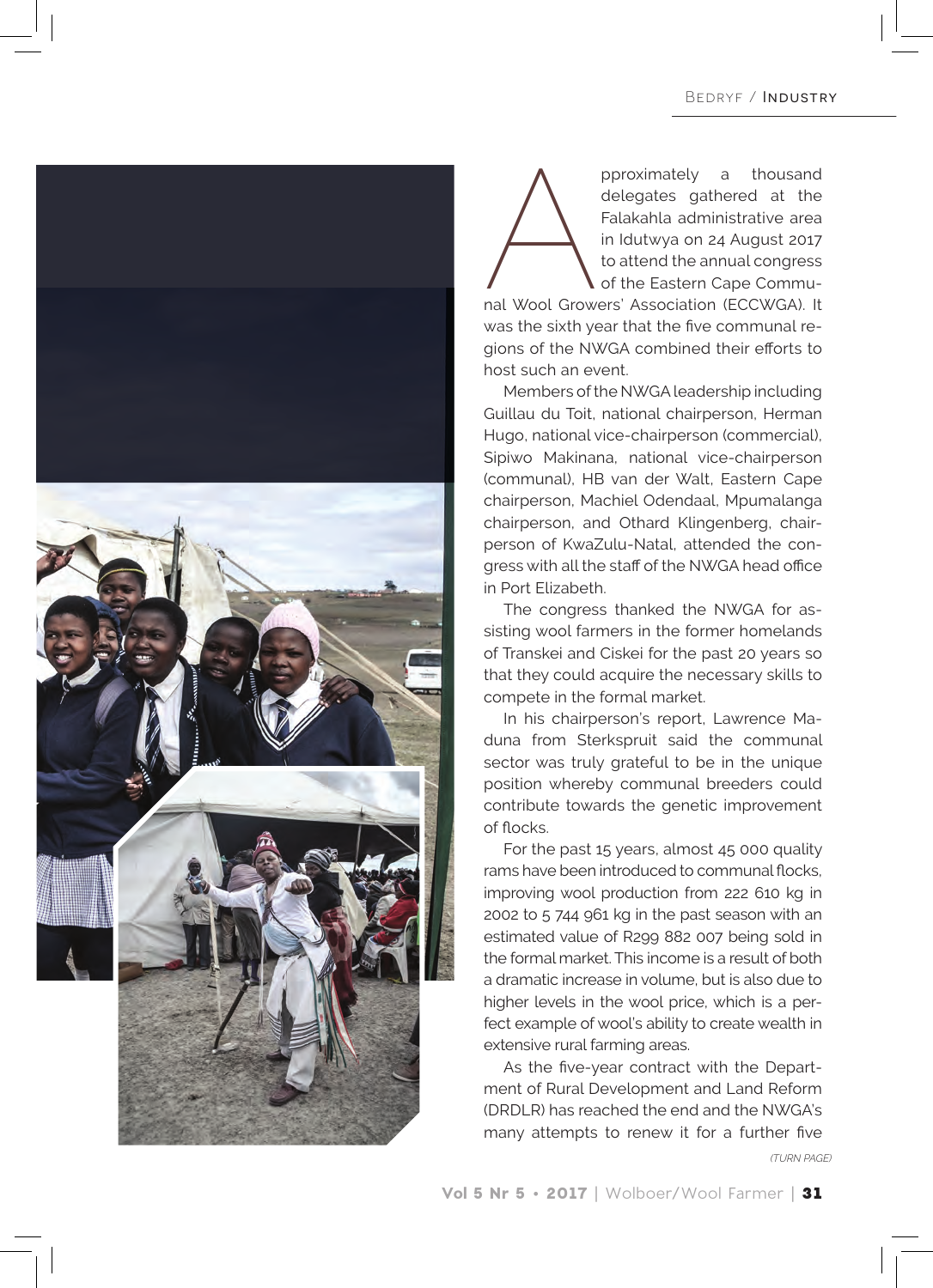Approximately a thousand delegates gathered at the Falakahla administrative area in Idutwya on 24 August 2017 to attend the annual congress of the Eastern Cape Communal Wool Growers' Association (ECCWGA). It was the sixth year that the five communal regions of the NWGA combined their efforts to host such an event.

Members of the NWGA leadership including Guillau du Toit, national chairperson, Herman Hugo, national vice-chairperson (commercial), Sipiwo Makinana, national vice-chairperson (communal), HB van der Walt, Eastern Cape chairperson, Machiel Odendaal, Mpumalanga chairperson, and Othard Klingenberg, chairperson of KwaZulu-Natal, attended the congress with all the staff of the NWGA head office in Port Elizabeth.

The congress thanked the NWGA for assisting wool farmers in the former homelands of Transkei and Ciskei for the past 20 years so that they could acquire the necessary skills to compete in the formal market.

In his chairperson's report, Lawrence Maduna from Sterkspruit said the communal sector was truly grateful to be in the unique position whereby communal breeders could contribute towards the genetic improvement of flocks.

For the past 15 years, almost 45 000 quality rams have been introduced to communal flocks, improving wool production from 222 610 kg in 2002 to 5 744 961 kg in the past season with an estimated value of R299 882 007 being sold in the formal market. This income is a result of both a dramatic increase in volume, but is also due to higher levels in the wool price, which is a perfect example of wool's ability to create wealth in extensive rural farming areas.

As the five-year contract with the Department of Rural Development and Land Reform (DRDLR) has reached the end and the NWGA's many attempts to renew it for a further five

*(TURN PAGE)*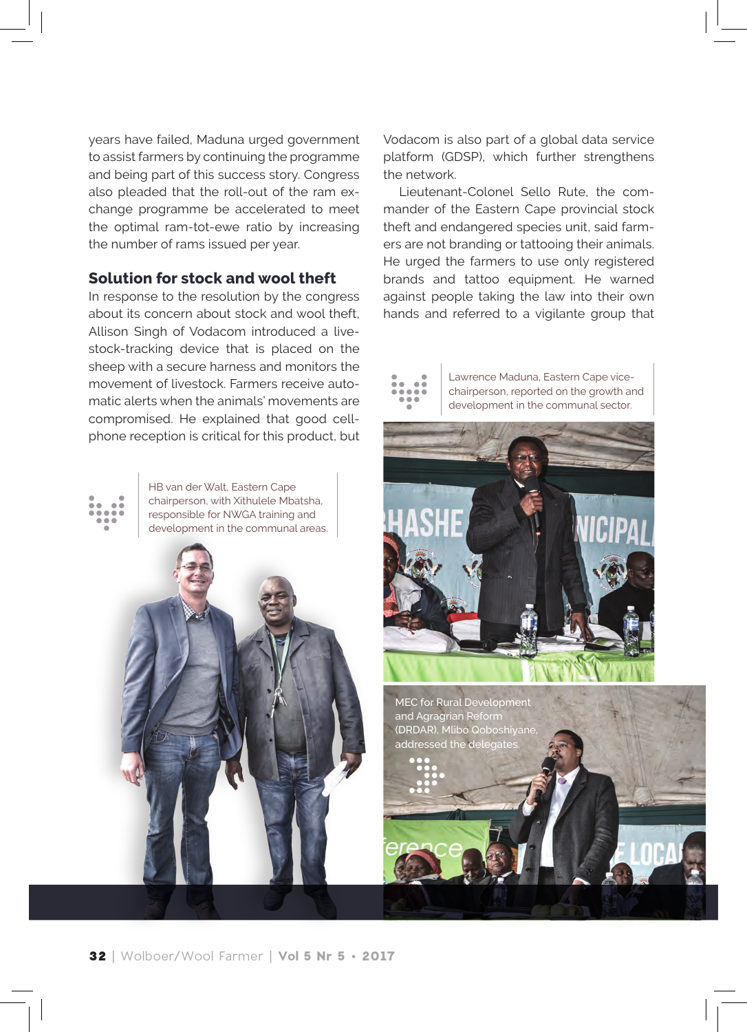years have failed, Maduna urged government to assist farmers by continuing the programme and being part of this success story. Congress also pleaded that the roll-out of the ram exchange programme be accelerated to meet the optimal ram-tot-ewe ratio by increasing the number of rams issued per year.

## Solution for stock and wool theft

In response to the resolution by the congress about its concern about stock and wool theft, Allison Singh of Vodacom introduced a livestock-tracking device that is placed on the sheep with a secure harness and monitors the movement of livestock. Farmers receive automatic alerts when the animals' movements are compromised. He explained that good cellphone reception is critical for this product, but Vodacom is also part of a global data service platform (GDSP), which further strengthens the network.

Lieutenant-Colonel Sello Rute, the commander of the Eastern Cape provincial stock theft and endangered species unit, said farmers are not branding or tattooing their animals. He urged the farmers to use only registered brands and tattoo equipment. He warned against people taking the law into their own hands and referred to a vigilante group that

HB van der Walt, Eastern Cape chairperson, with Xithulele Mbatsha, responsible for NWGA training and development in the communal areas.

Lawrence Maduna, Eastern Cape vice-chairperson, reported on the growth and development in the communal sector.

MEC for Rural Development and Agragrian Reform (DRDAR), Mlibo Qoboshiyane, addressed the delegates.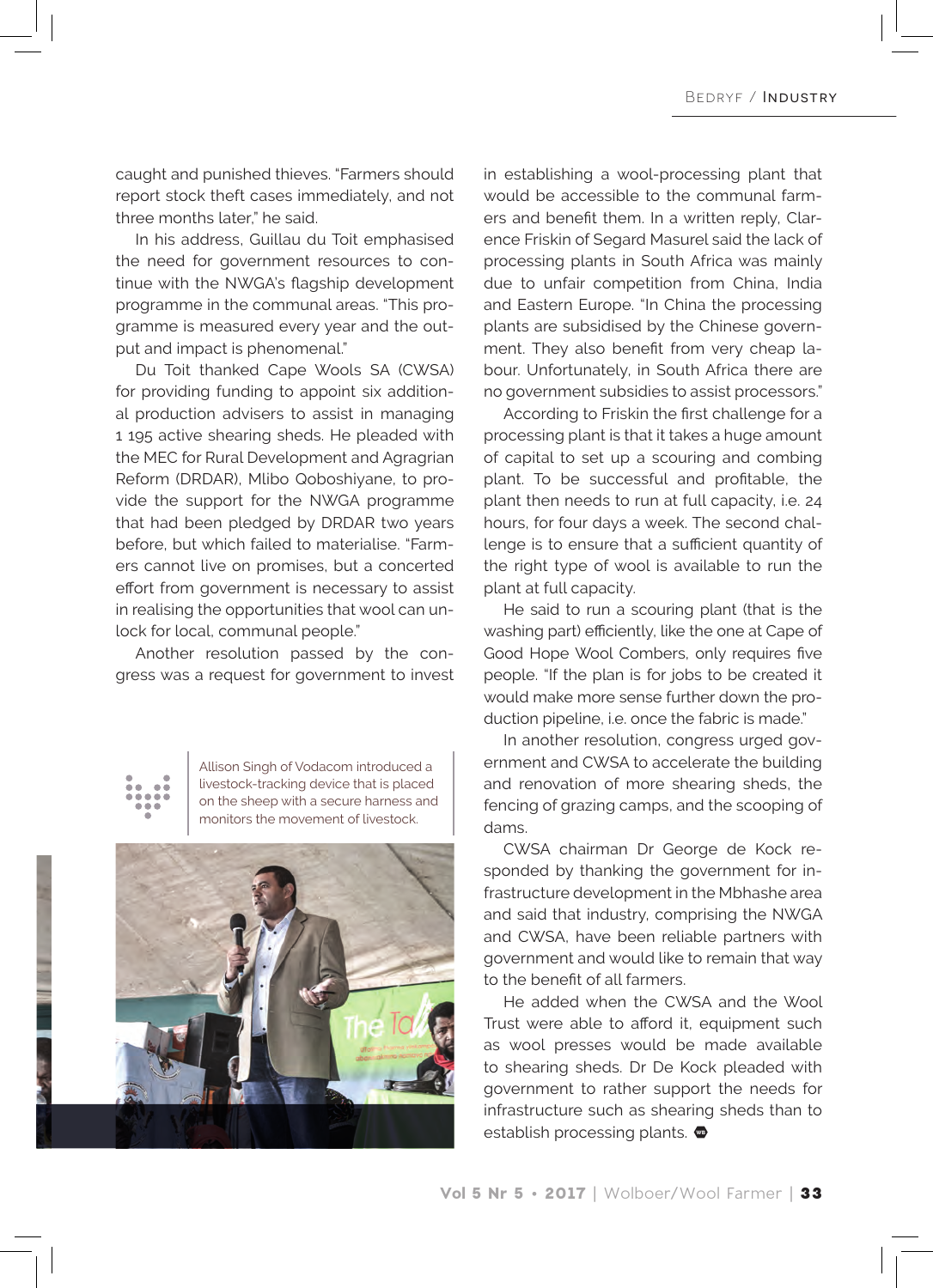caught and punished thieves. "Farmers should report stock theft cases immediately, and not three months later," he said.

In his address, Guillau du Toit emphasised the need for government resources to continue with the NWGA's flagship development programme in the communal areas. "This programme is measured every year and the output and impact is phenomenal."

Du Toit thanked Cape Wools SA (CWSA) for providing funding to appoint six additional production advisers to assist in managing 1 195 active shearing sheds. He pleaded with the MEC for Rural Development and Agragrian Reform (DRDAR), Mlibo Qoboshiyane, to provide the support for the NWGA programme that had been pledged by DRDAR two years before, but which failed to materialise. "Farmers cannot live on promises, but a concerted effort from government is necessary to assist in realising the opportunities that wool can unlock for local, communal people."

Another resolution passed by the congress was a request for government to invest in establishing a wool-processing plant that would be accessible to the communal farmers and benefit them. In a written reply, Clarence Friskin of Segard Masurel said the lack of processing plants in South Africa was mainly due to unfair competition from China, India and Eastern Europe. "In China the processing plants are subsidised by the Chinese government. They also benefit from very cheap labour. Unfortunately, in South Africa there are no government subsidies to assist processors."

According to Friskin the first challenge for a processing plant is that it takes a huge amount of capital to set up a scouring and combing plant. To be successful and profitable, the plant then needs to run at full capacity, i.e. 24 hours, for four days a week. The second challenge is to ensure that a sufficient quantity of the right type of wool is available to run the plant at full capacity.

He said to run a scouring plant (that is the washing part) efficiently, like the one at Cape of Good Hope Wool Combers, only requires five people. "If the plan is for jobs to be created it would make more sense further down the production pipeline, i.e. once the fabric is made."

In another resolution, congress urged government and CWSA to accelerate the building and renovation of more shearing sheds, the fencing of grazing camps, and the scooping of dams.

CWSA chairman Dr George de Kock responded by thanking the government for infrastructure development in the Mbhashe area and said that industry, comprising the NWGA and CWSA, have been reliable partners with government and would like to remain that way to the benefit of all farmers.

He added when the CWSA and the Wool Trust were able to afford it, equipment such as wool presses would be made available to shearing sheds. Dr De Kock pleaded with government to rather support the needs for infrastructure such as shearing sheds than to establish processing plants.

Allison Singh of Vodacom introduced a livestock-tracking device that is placed on the sheep with a secure harness and monitors the movement of livestock.